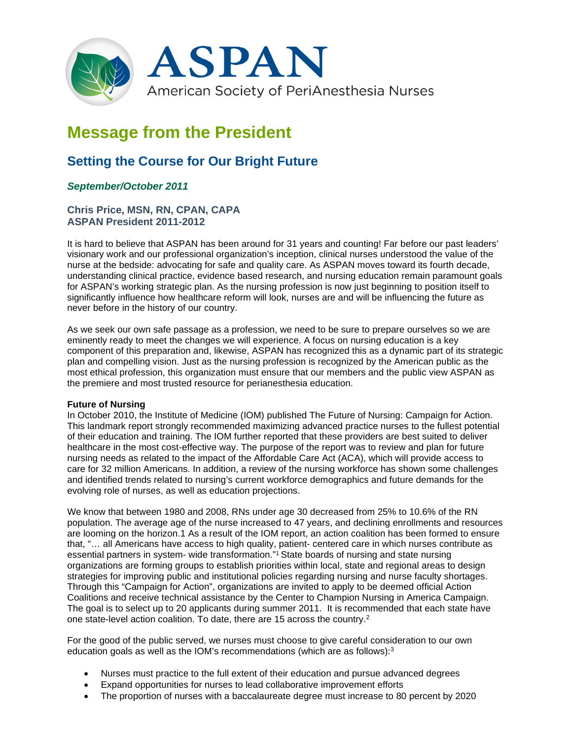# ASPAN

American Society of PeriAnesthesia Nurses

# Message from the President

## Setting the Course for Our Bright Future

### *September/October 2011*

**Chris Price, MSN, RN, CPAN, CAPA**
**ASPAN President 2011-2012**

It is hard to believe that ASPAN has been around for 31 years and counting! Far before our past leaders' visionary work and our professional organization's inception, clinical nurses understood the value of the nurse at the bedside: advocating for safe and quality care. As ASPAN moves toward its fourth decade, understanding clinical practice, evidence based research, and nursing education remain paramount goals for ASPAN's working strategic plan. As the nursing profession is now just beginning to position itself to significantly influence how healthcare reform will look, nurses are and will be influencing the future as never before in the history of our country.

As we seek our own safe passage as a profession, we need to be sure to prepare ourselves so we are eminently ready to meet the changes we will experience. A focus on nursing education is a key component of this preparation and, likewise, ASPAN has recognized this as a dynamic part of its strategic plan and compelling vision. Just as the nursing profession is recognized by the American public as the most ethical profession, this organization must ensure that our members and the public view ASPAN as the premiere and most trusted resource for perianesthesia education.

**Future of Nursing**

In October 2010, the Institute of Medicine (IOM) published The Future of Nursing: Campaign for Action. This landmark report strongly recommended maximizing advanced practice nurses to the fullest potential of their education and training. The IOM further reported that these providers are best suited to deliver healthcare in the most cost-effective way. The purpose of the report was to review and plan for future nursing needs as related to the impact of the Affordable Care Act (ACA), which will provide access to care for 32 million Americans. In addition, a review of the nursing workforce has shown some challenges and identified trends related to nursing's current workforce demographics and future demands for the evolving role of nurses, as well as education projections.

We know that between 1980 and 2008, RNs under age 30 decreased from 25% to 10.6% of the RN population. The average age of the nurse increased to 47 years, and declining enrollments and resources are looming on the horizon.1 As a result of the IOM report, an action coalition has been formed to ensure that, "… all Americans have access to high quality, patient- centered care in which nurses contribute as essential partners in system- wide transformation."[1] State boards of nursing and state nursing organizations are forming groups to establish priorities within local, state and regional areas to design strategies for improving public and institutional policies regarding nursing and nurse faculty shortages. Through this "Campaign for Action", organizations are invited to apply to be deemed official Action Coalitions and receive technical assistance by the Center to Champion Nursing in America Campaign. The goal is to select up to 20 applicants during summer 2011. It is recommended that each state have one state-level action coalition. To date, there are 15 across the country.[2]

For the good of the public served, we nurses must choose to give careful consideration to our own education goals as well as the IOM's recommendations (which are as follows):[3]

- Nurses must practice to the full extent of their education and pursue advanced degrees
- Expand opportunities for nurses to lead collaborative improvement efforts
- The proportion of nurses with a baccalaureate degree must increase to 80 percent by 2020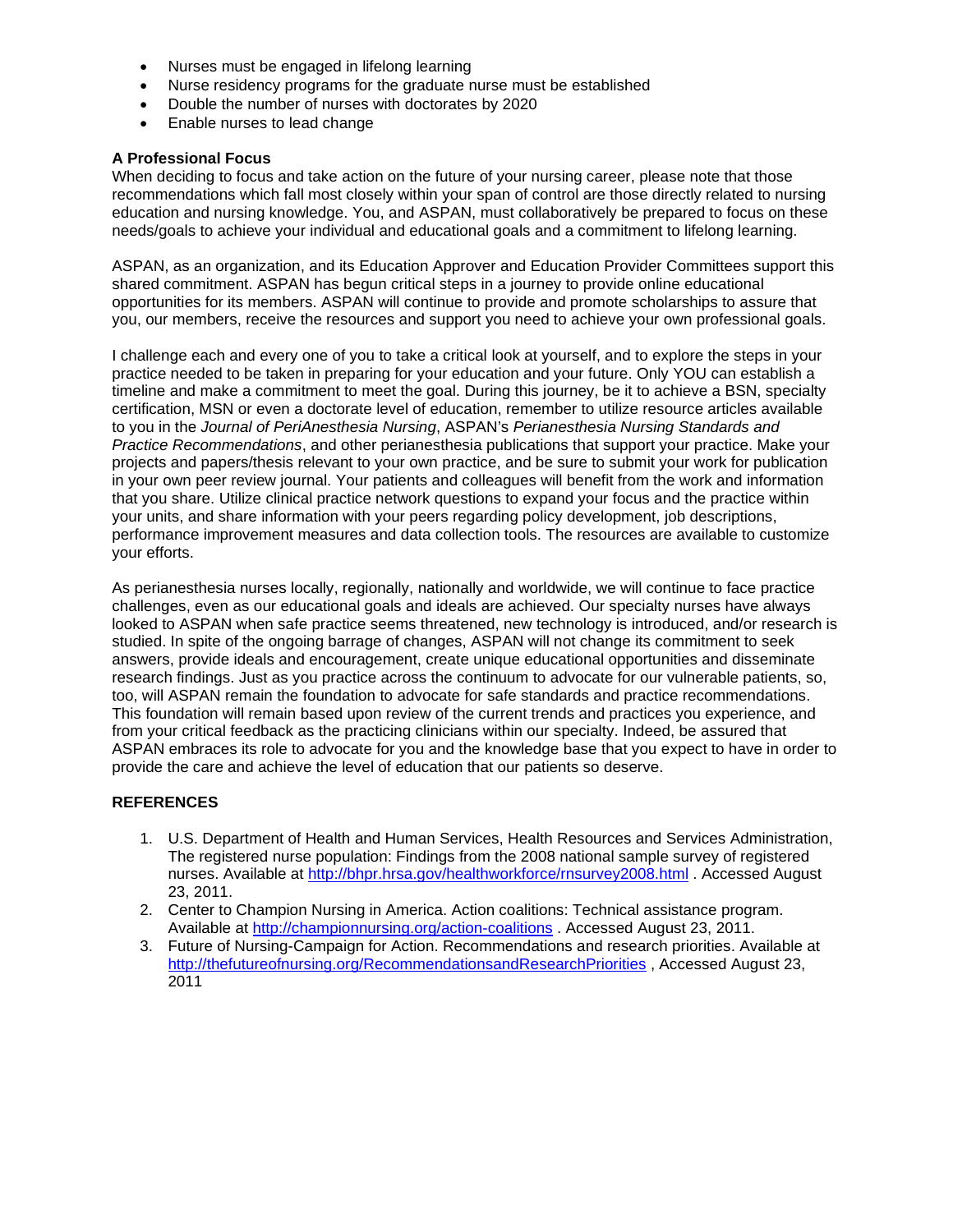- Nurses must be engaged in lifelong learning
- Nurse residency programs for the graduate nurse must be established
- Double the number of nurses with doctorates by 2020
- Enable nurses to lead change

**A Professional Focus**

When deciding to focus and take action on the future of your nursing career, please note that those recommendations which fall most closely within your span of control are those directly related to nursing education and nursing knowledge. You, and ASPAN, must collaboratively be prepared to focus on these needs/goals to achieve your individual and educational goals and a commitment to lifelong learning.

ASPAN, as an organization, and its Education Approver and Education Provider Committees support this shared commitment. ASPAN has begun critical steps in a journey to provide online educational opportunities for its members. ASPAN will continue to provide and promote scholarships to assure that you, our members, receive the resources and support you need to achieve your own professional goals.

I challenge each and every one of you to take a critical look at yourself, and to explore the steps in your practice needed to be taken in preparing for your education and your future. Only YOU can establish a timeline and make a commitment to meet the goal. During this journey, be it to achieve a BSN, specialty certification, MSN or even a doctorate level of education, remember to utilize resource articles available to you in the *Journal of PeriAnesthesia Nursing*, ASPAN's *Perianesthesia Nursing Standards and Practice Recommendations*, and other perianesthesia publications that support your practice. Make your projects and papers/thesis relevant to your own practice, and be sure to submit your work for publication in your own peer review journal. Your patients and colleagues will benefit from the work and information that you share. Utilize clinical practice network questions to expand your focus and the practice within your units, and share information with your peers regarding policy development, job descriptions, performance improvement measures and data collection tools. The resources are available to customize your efforts.

As perianesthesia nurses locally, regionally, nationally and worldwide, we will continue to face practice challenges, even as our educational goals and ideals are achieved. Our specialty nurses have always looked to ASPAN when safe practice seems threatened, new technology is introduced, and/or research is studied. In spite of the ongoing barrage of changes, ASPAN will not change its commitment to seek answers, provide ideals and encouragement, create unique educational opportunities and disseminate research findings. Just as you practice across the continuum to advocate for our vulnerable patients, so, too, will ASPAN remain the foundation to advocate for safe standards and practice recommendations. This foundation will remain based upon review of the current trends and practices you experience, and from your critical feedback as the practicing clinicians within our specialty. Indeed, be assured that ASPAN embraces its role to advocate for you and the knowledge base that you expect to have in order to provide the care and achieve the level of education that our patients so deserve.

**REFERENCES**

1. U.S. Department of Health and Human Services, Health Resources and Services Administration, The registered nurse population: Findings from the 2008 national sample survey of registered nurses. Available at http://bhpr.hrsa.gov/healthworkforce/rnsurvey2008.html . Accessed August 23, 2011.
2. Center to Champion Nursing in America. Action coalitions: Technical assistance program. Available at http://championnursing.org/action-coalitions . Accessed August 23, 2011.
3. Future of Nursing-Campaign for Action. Recommendations and research priorities. Available at http://thefutureofnursing.org/RecommendationsandResearchPriorities , Accessed August 23, 2011